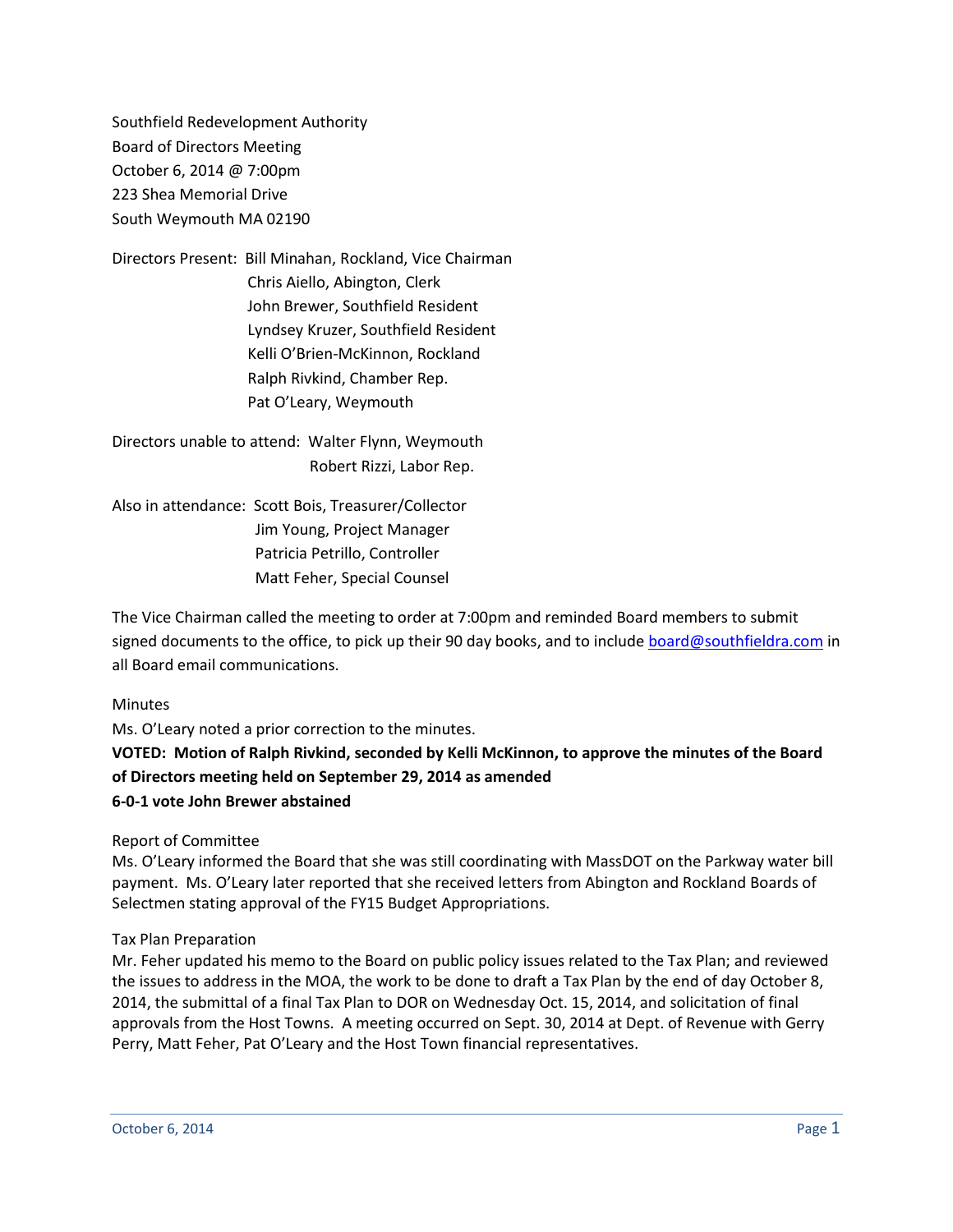Southfield Redevelopment Authority
Board of Directors Meeting
October 6, 2014 @ 7:00pm
223 Shea Memorial Drive
South Weymouth MA 02190

Directors Present: Bill Minahan, Rockland, Vice Chairman
Chris Aiello, Abington, Clerk
John Brewer, Southfield Resident
Lyndsey Kruzer, Southfield Resident
Kelli O'Brien-McKinnon, Rockland
Ralph Rivkind, Chamber Rep.
Pat O'Leary, Weymouth

Directors unable to attend: Walter Flynn, Weymouth
Robert Rizzi, Labor Rep.

Also in attendance: Scott Bois, Treasurer/Collector
Jim Young, Project Manager
Patricia Petrillo, Controller
Matt Feher, Special Counsel

The Vice Chairman called the meeting to order at 7:00pm and reminded Board members to submit signed documents to the office, to pick up their 90 day books, and to include board@southfieldra.com in all Board email communications.

Minutes

Ms. O'Leary noted a prior correction to the minutes.

**VOTED: Motion of Ralph Rivkind, seconded by Kelli McKinnon, to approve the minutes of the Board of Directors meeting held on September 29, 2014 as amended**
**6-0-1 vote John Brewer abstained**

Report of Committee

Ms. O'Leary informed the Board that she was still coordinating with MassDOT on the Parkway water bill payment. Ms. O'Leary later reported that she received letters from Abington and Rockland Boards of Selectmen stating approval of the FY15 Budget Appropriations.

Tax Plan Preparation

Mr. Feher updated his memo to the Board on public policy issues related to the Tax Plan; and reviewed the issues to address in the MOA, the work to be done to draft a Tax Plan by the end of day October 8, 2014, the submittal of a final Tax Plan to DOR on Wednesday Oct. 15, 2014, and solicitation of final approvals from the Host Towns. A meeting occurred on Sept. 30, 2014 at Dept. of Revenue with Gerry Perry, Matt Feher, Pat O'Leary and the Host Town financial representatives.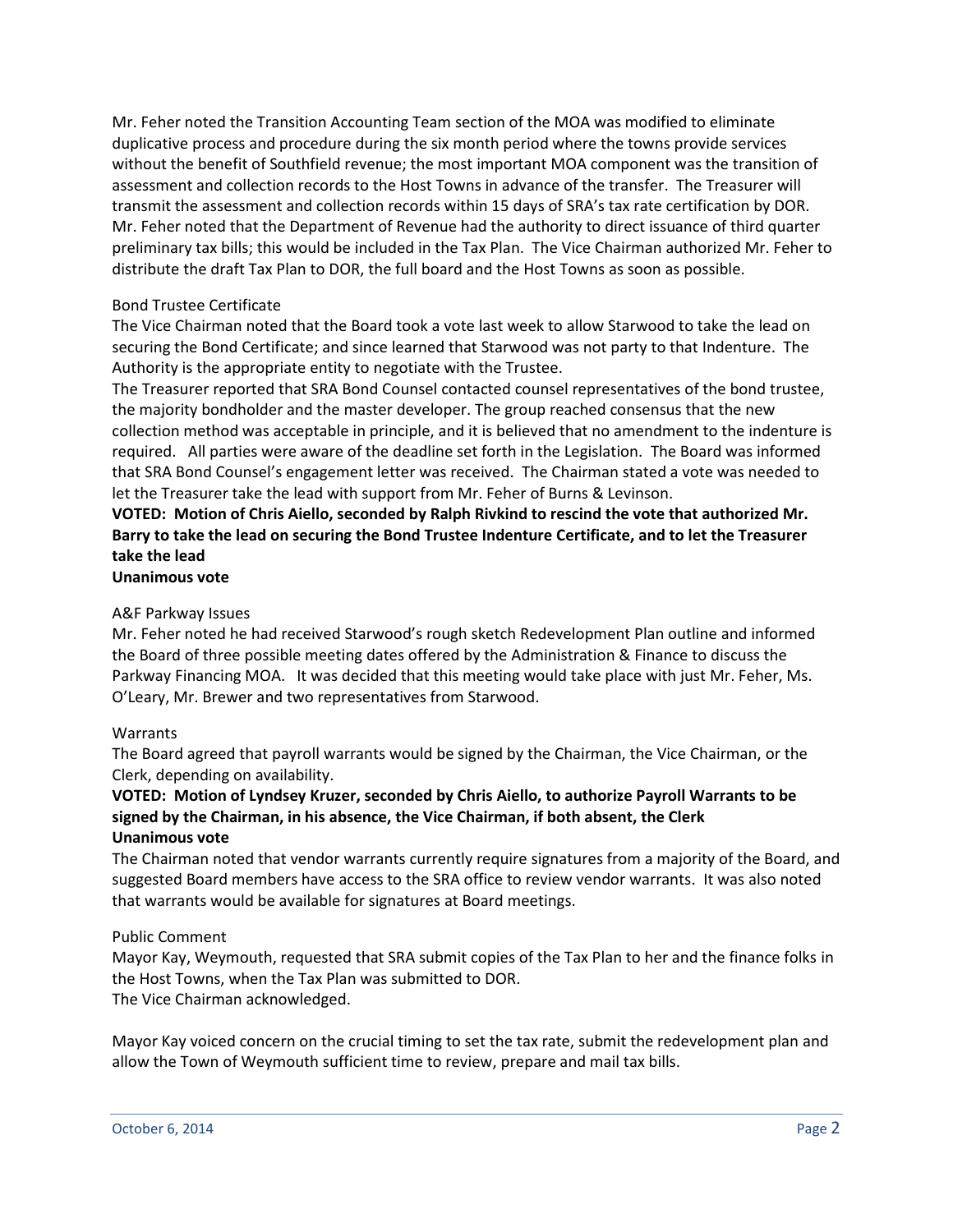Mr. Feher noted the Transition Accounting Team section of the MOA was modified to eliminate duplicative process and procedure during the six month period where the towns provide services without the benefit of Southfield revenue; the most important MOA component was the transition of assessment and collection records to the Host Towns in advance of the transfer. The Treasurer will transmit the assessment and collection records within 15 days of SRA's tax rate certification by DOR. Mr. Feher noted that the Department of Revenue had the authority to direct issuance of third quarter preliminary tax bills; this would be included in the Tax Plan. The Vice Chairman authorized Mr. Feher to distribute the draft Tax Plan to DOR, the full board and the Host Towns as soon as possible.

Bond Trustee Certificate

The Vice Chairman noted that the Board took a vote last week to allow Starwood to take the lead on securing the Bond Certificate; and since learned that Starwood was not party to that Indenture. The Authority is the appropriate entity to negotiate with the Trustee.

The Treasurer reported that SRA Bond Counsel contacted counsel representatives of the bond trustee, the majority bondholder and the master developer. The group reached consensus that the new collection method was acceptable in principle, and it is believed that no amendment to the indenture is required. All parties were aware of the deadline set forth in the Legislation. The Board was informed that SRA Bond Counsel's engagement letter was received. The Chairman stated a vote was needed to let the Treasurer take the lead with support from Mr. Feher of Burns & Levinson.

**VOTED: Motion of Chris Aiello, seconded by Ralph Rivkind to rescind the vote that authorized Mr. Barry to take the lead on securing the Bond Trustee Indenture Certificate, and to let the Treasurer take the lead**
**Unanimous vote**

A&F Parkway Issues

Mr. Feher noted he had received Starwood's rough sketch Redevelopment Plan outline and informed the Board of three possible meeting dates offered by the Administration & Finance to discuss the Parkway Financing MOA. It was decided that this meeting would take place with just Mr. Feher, Ms. O'Leary, Mr. Brewer and two representatives from Starwood.

Warrants

The Board agreed that payroll warrants would be signed by the Chairman, the Vice Chairman, or the Clerk, depending on availability.

**VOTED: Motion of Lyndsey Kruzer, seconded by Chris Aiello, to authorize Payroll Warrants to be signed by the Chairman, in his absence, the Vice Chairman, if both absent, the Clerk**
**Unanimous vote**

The Chairman noted that vendor warrants currently require signatures from a majority of the Board, and suggested Board members have access to the SRA office to review vendor warrants. It was also noted that warrants would be available for signatures at Board meetings.

Public Comment

Mayor Kay, Weymouth, requested that SRA submit copies of the Tax Plan to her and the finance folks in the Host Towns, when the Tax Plan was submitted to DOR.
The Vice Chairman acknowledged.

Mayor Kay voiced concern on the crucial timing to set the tax rate, submit the redevelopment plan and allow the Town of Weymouth sufficient time to review, prepare and mail tax bills.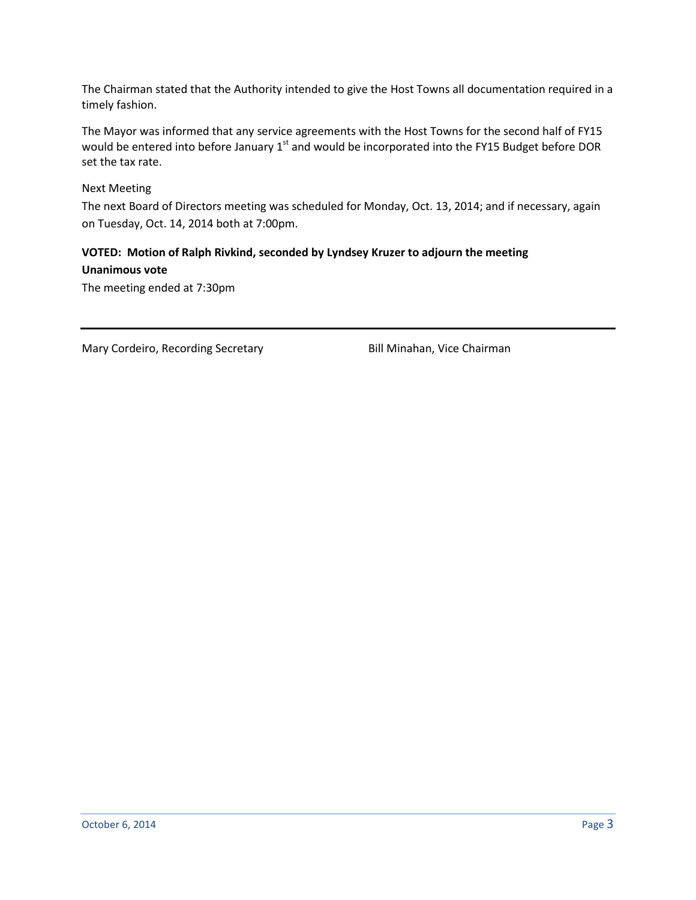The Chairman stated that the Authority intended to give the Host Towns all documentation required in a timely fashion.

The Mayor was informed that any service agreements with the Host Towns for the second half of FY15 would be entered into before January 1st and would be incorporated into the FY15 Budget before DOR set the tax rate.

Next Meeting

The next Board of Directors meeting was scheduled for Monday, Oct. 13, 2014; and if necessary, again on Tuesday, Oct. 14, 2014 both at 7:00pm.

**VOTED: Motion of Ralph Rivkind, seconded by Lyndsey Kruzer to adjourn the meeting**

**Unanimous vote**

The meeting ended at 7:30pm

---

Mary Cordeiro, Recording Secretary

Bill Minahan, Vice Chairman